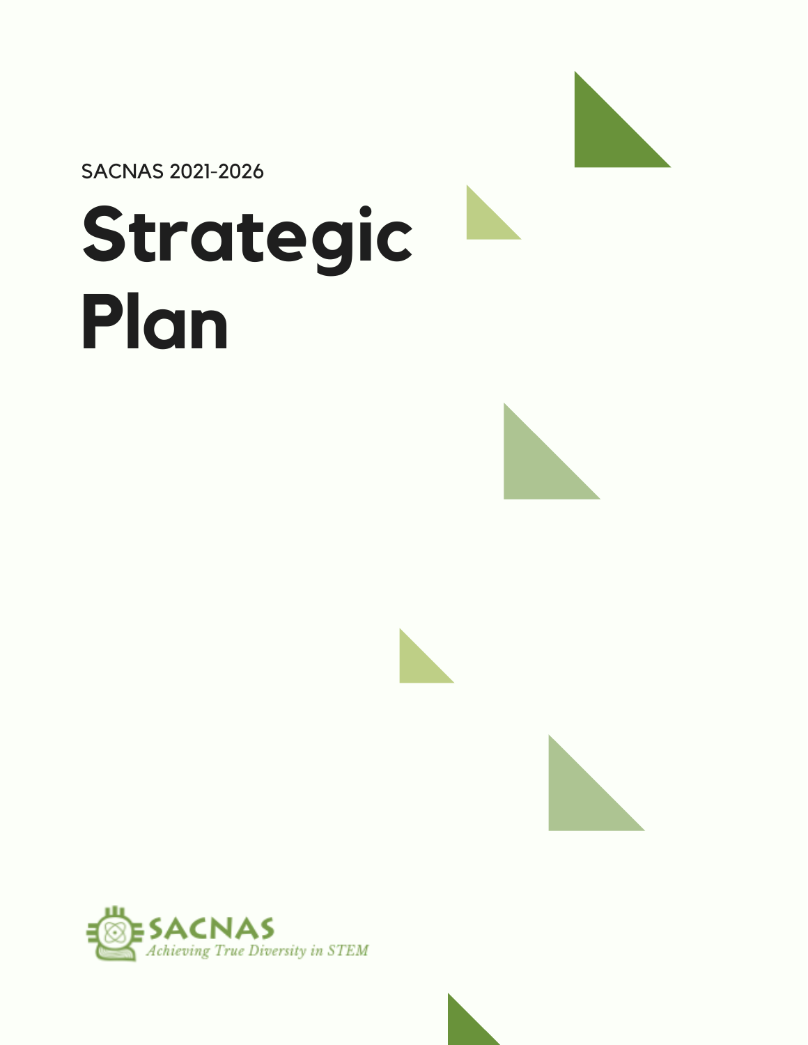SACNAS 2021-2026

# Strategic Plan

SACNAS

*Achieving True Diversity in STEM*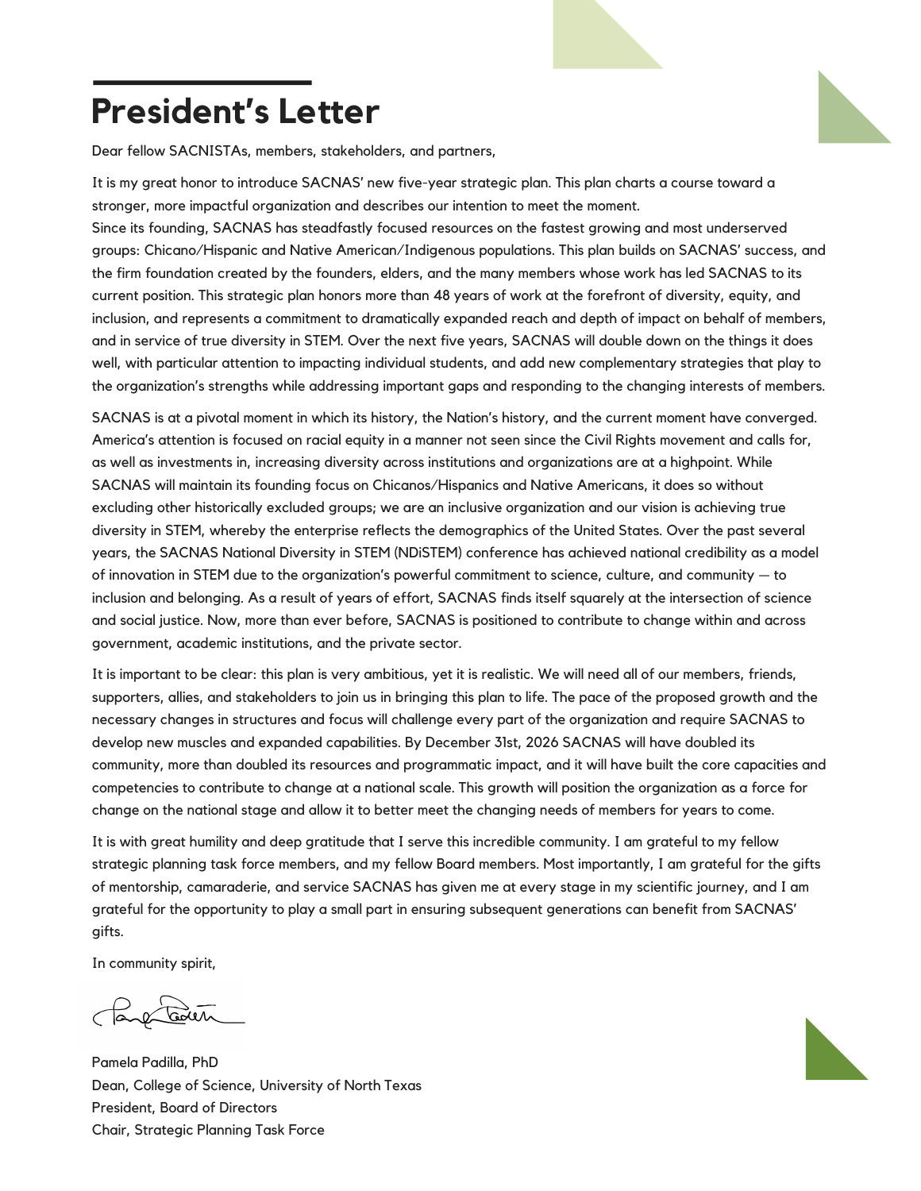# President's Letter

Dear fellow SACNISTAs, members, stakeholders, and partners,

It is my great honor to introduce SACNAS' new five-year strategic plan. This plan charts a course toward a stronger, more impactful organization and describes our intention to meet the moment.
Since its founding, SACNAS has steadfastly focused resources on the fastest growing and most underserved groups: Chicano/Hispanic and Native American/Indigenous populations. This plan builds on SACNAS' success, and the firm foundation created by the founders, elders, and the many members whose work has led SACNAS to its current position. This strategic plan honors more than 48 years of work at the forefront of diversity, equity, and inclusion, and represents a commitment to dramatically expanded reach and depth of impact on behalf of members, and in service of true diversity in STEM. Over the next five years, SACNAS will double down on the things it does well, with particular attention to impacting individual students, and add new complementary strategies that play to the organization's strengths while addressing important gaps and responding to the changing interests of members.

SACNAS is at a pivotal moment in which its history, the Nation's history, and the current moment have converged. America's attention is focused on racial equity in a manner not seen since the Civil Rights movement and calls for, as well as investments in, increasing diversity across institutions and organizations are at a highpoint. While SACNAS will maintain its founding focus on Chicanos/Hispanics and Native Americans, it does so without excluding other historically excluded groups; we are an inclusive organization and our vision is achieving true diversity in STEM, whereby the enterprise reflects the demographics of the United States. Over the past several years, the SACNAS National Diversity in STEM (NDiSTEM) conference has achieved national credibility as a model of innovation in STEM due to the organization's powerful commitment to science, culture, and community — to inclusion and belonging. As a result of years of effort, SACNAS finds itself squarely at the intersection of science and social justice. Now, more than ever before, SACNAS is positioned to contribute to change within and across government, academic institutions, and the private sector.

It is important to be clear: this plan is very ambitious, yet it is realistic. We will need all of our members, friends, supporters, allies, and stakeholders to join us in bringing this plan to life. The pace of the proposed growth and the necessary changes in structures and focus will challenge every part of the organization and require SACNAS to develop new muscles and expanded capabilities. By December 31st, 2026 SACNAS will have doubled its community, more than doubled its resources and programmatic impact, and it will have built the core capacities and competencies to contribute to change at a national scale. This growth will position the organization as a force for change on the national stage and allow it to better meet the changing needs of members for years to come.

It is with great humility and deep gratitude that I serve this incredible community. I am grateful to my fellow strategic planning task force members, and my fellow Board members. Most importantly, I am grateful for the gifts of mentorship, camaraderie, and service SACNAS has given me at every stage in my scientific journey, and I am grateful for the opportunity to play a small part in ensuring subsequent generations can benefit from SACNAS' gifts.

In community spirit,

Pamela Padilla, PhD
Dean, College of Science, University of North Texas
President, Board of Directors
Chair, Strategic Planning Task Force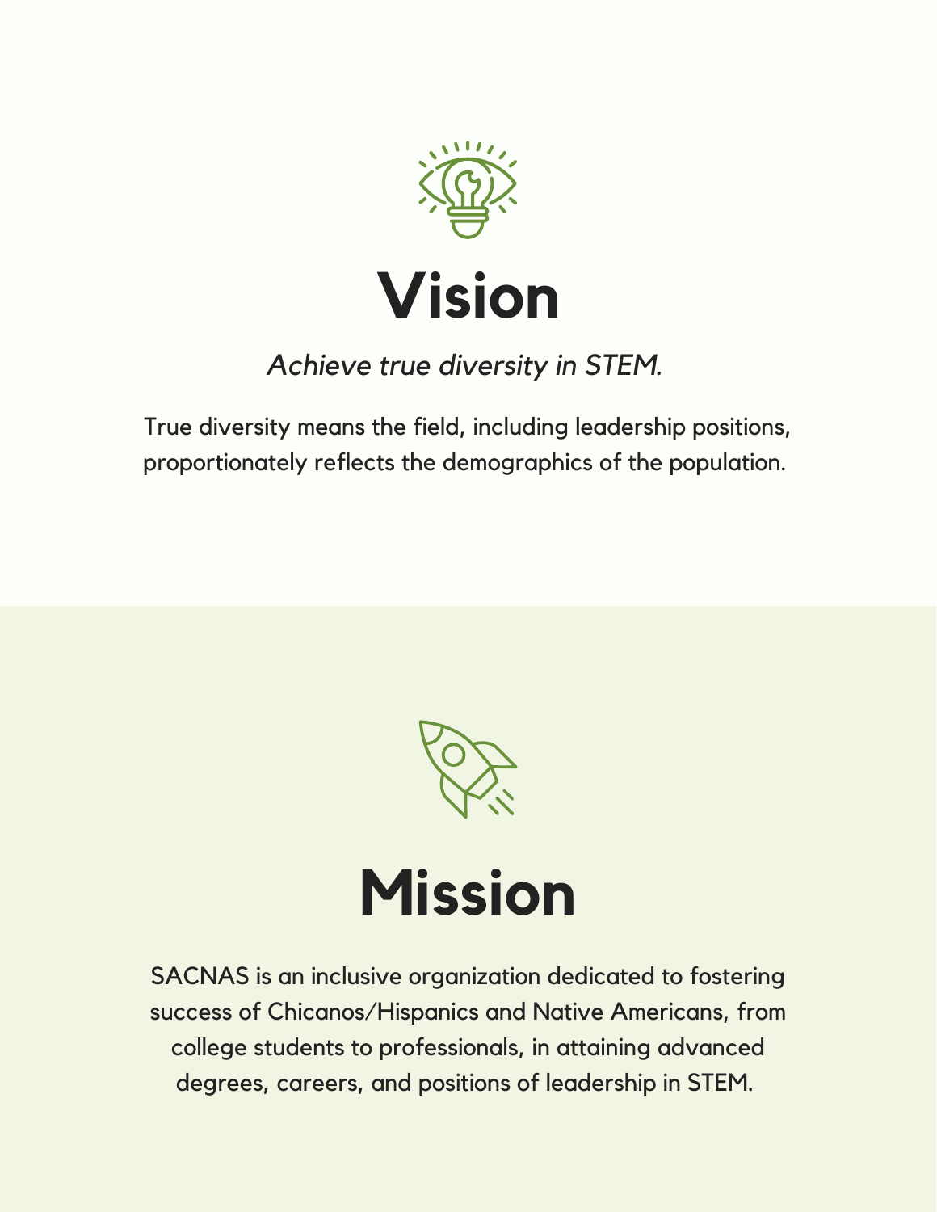# Vision

*Achieve true diversity in STEM.*

True diversity means the field, including leadership positions, proportionately reflects the demographics of the population.

# Mission

SACNAS is an inclusive organization dedicated to fostering success of Chicanos/Hispanics and Native Americans, from college students to professionals, in attaining advanced degrees, careers, and positions of leadership in STEM.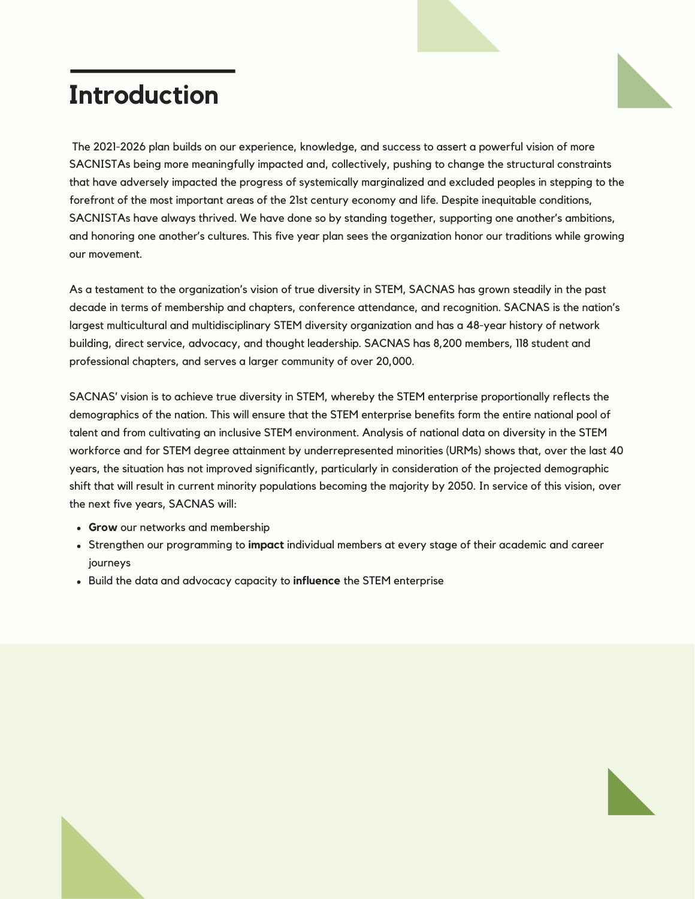# Introduction

The 2021-2026 plan builds on our experience, knowledge, and success to assert a powerful vision of more SACNISTAs being more meaningfully impacted and, collectively, pushing to change the structural constraints that have adversely impacted the progress of systemically marginalized and excluded peoples in stepping to the forefront of the most important areas of the 21st century economy and life. Despite inequitable conditions, SACNISTAs have always thrived. We have done so by standing together, supporting one another's ambitions, and honoring one another's cultures. This five year plan sees the organization honor our traditions while growing our movement.

As a testament to the organization's vision of true diversity in STEM, SACNAS has grown steadily in the past decade in terms of membership and chapters, conference attendance, and recognition. SACNAS is the nation's largest multicultural and multidisciplinary STEM diversity organization and has a 48-year history of network building, direct service, advocacy, and thought leadership. SACNAS has 8,200 members, 118 student and professional chapters, and serves a larger community of over 20,000.

SACNAS' vision is to achieve true diversity in STEM, whereby the STEM enterprise proportionally reflects the demographics of the nation. This will ensure that the STEM enterprise benefits form the entire national pool of talent and from cultivating an inclusive STEM environment. Analysis of national data on diversity in the STEM workforce and for STEM degree attainment by underrepresented minorities (URMs) shows that, over the last 40 years, the situation has not improved significantly, particularly in consideration of the projected demographic shift that will result in current minority populations becoming the majority by 2050. In service of this vision, over the next five years, SACNAS will:

- **Grow** our networks and membership
- Strengthen our programming to **impact** individual members at every stage of their academic and career journeys
- Build the data and advocacy capacity to **influence** the STEM enterprise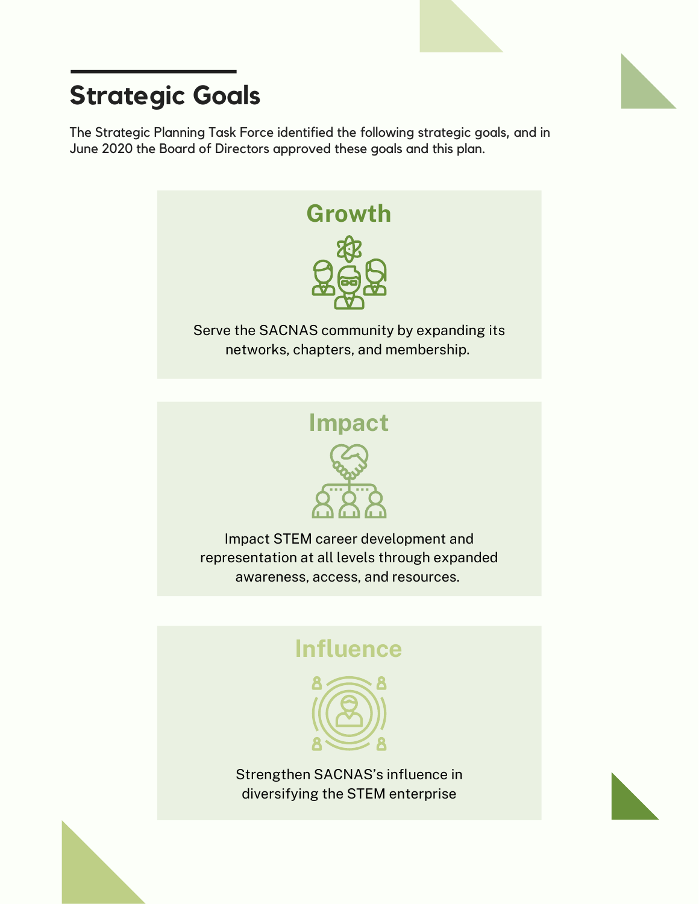# Strategic Goals

The Strategic Planning Task Force identified the following strategic goals, and in June 2020 the Board of Directors approved these goals and this plan.

## Growth

Serve the SACNAS community by expanding its networks, chapters, and membership.

## Impact

Impact STEM career development and representation at all levels through expanded awareness, access, and resources.

## Influence

Strengthen SACNAS's influence in diversifying the STEM enterprise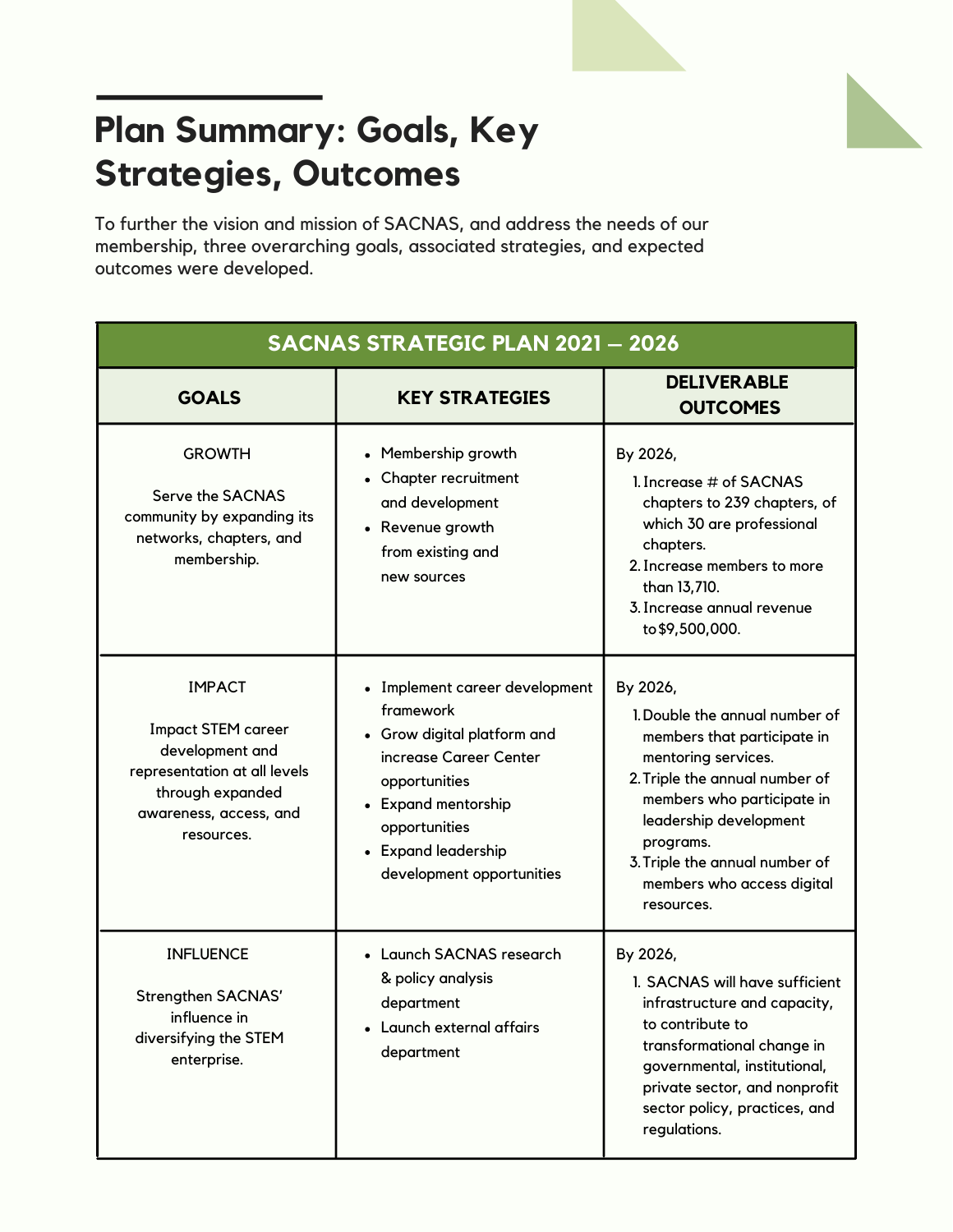# Plan Summary: Goals, Key Strategies, Outcomes

To further the vision and mission of SACNAS, and address the needs of our membership, three overarching goals, associated strategies, and expected outcomes were developed.

| SACNAS STRATEGIC PLAN 2021 — 2026 | | |
|---|---|---|
| **GOALS** | **KEY STRATEGIES** | **DELIVERABLE OUTCOMES** |
| GROWTH<br><br>Serve the SACNAS community by expanding its networks, chapters, and membership. | • Membership growth<br>• Chapter recruitment and development<br>• Revenue growth from existing and new sources | By 2026,<br>1. Increase # of SACNAS chapters to 239 chapters, of which 30 are professional chapters.<br>2. Increase members to more than 13,710.<br>3. Increase annual revenue to $9,500,000. |
| IMPACT<br><br>Impact STEM career development and representation at all levels through expanded awareness, access, and resources. | • Implement career development framework<br>• Grow digital platform and increase Career Center opportunities<br>• Expand mentorship opportunities<br>• Expand leadership development opportunities | By 2026,<br>1. Double the annual number of members that participate in mentoring services.<br>2. Triple the annual number of members who participate in leadership development programs.<br>3. Triple the annual number of members who access digital resources. |
| INFLUENCE<br><br>Strengthen SACNAS' influence in diversifying the STEM enterprise. | • Launch SACNAS research & policy analysis department<br>• Launch external affairs department | By 2026,<br>1. SACNAS will have sufficient infrastructure and capacity, to contribute to transformational change in governmental, institutional, private sector, and nonprofit sector policy, practices, and regulations. |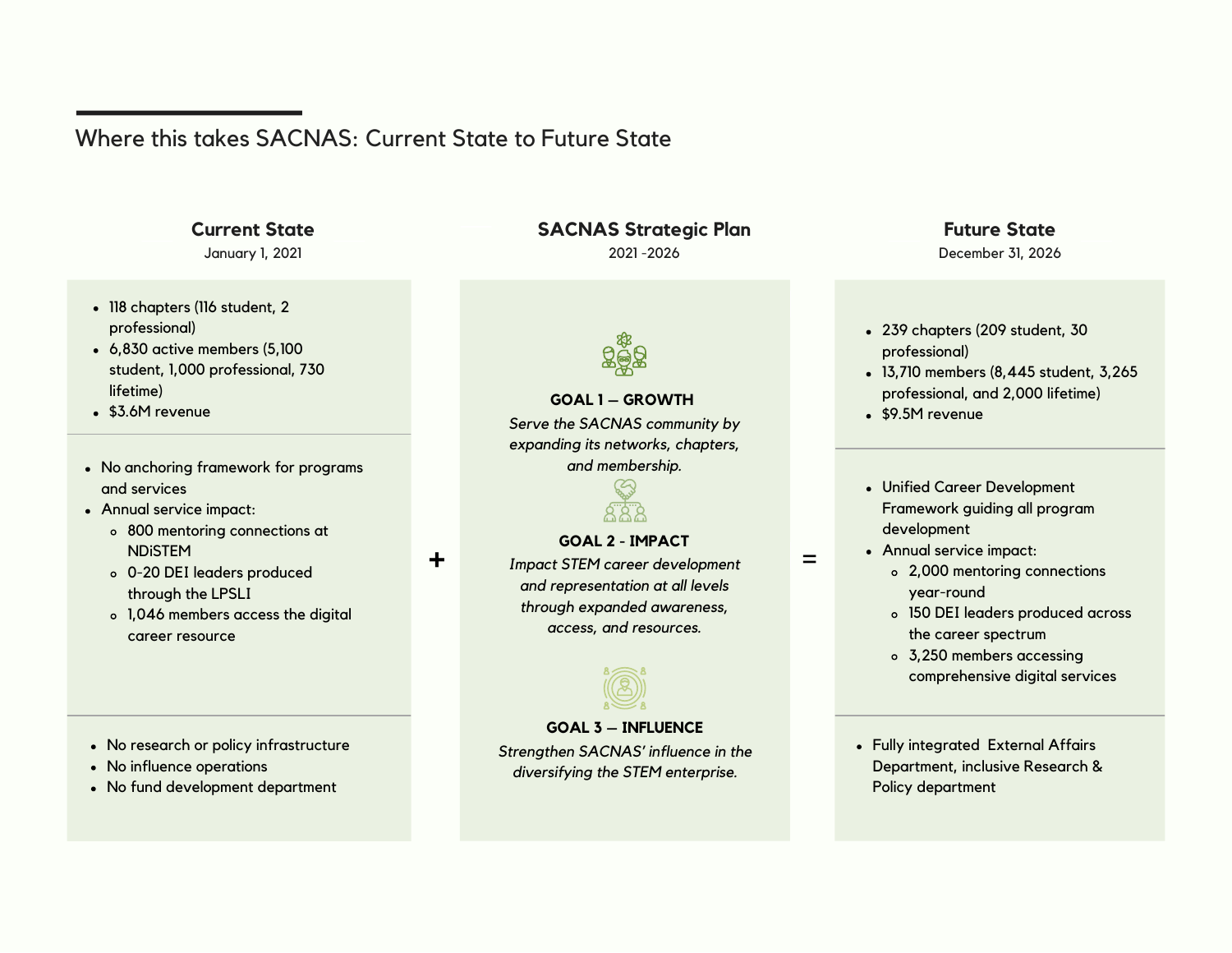## Where this takes SACNAS: Current State to Future State

### Current State

January 1, 2021

- 118 chapters (116 student, 2 professional)
- 6,830 active members (5,100 student, 1,000 professional, 730 lifetime)
- $3.6M revenue

- No anchoring framework for programs and services
- Annual service impact:
  - 800 mentoring connections at NDiSTEM
  - 0-20 DEI leaders produced through the LPSLI
  - 1,046 members access the digital career resource

- No research or policy infrastructure
- No influence operations
- No fund development department

**+**

### SACNAS Strategic Plan

2021 -2026

**GOAL 1 — GROWTH**

*Serve the SACNAS community by expanding its networks, chapters, and membership.*

**GOAL 2 - IMPACT**

*Impact STEM career development and representation at all levels through expanded awareness, access, and resources.*

**GOAL 3 — INFLUENCE**

*Strengthen SACNAS' influence in the diversifying the STEM enterprise.*

**=**

### Future State

December 31, 2026

- 239 chapters (209 student, 30 professional)
- 13,710 members (8,445 student, 3,265 professional, and 2,000 lifetime)
- $9.5M revenue

- Unified Career Development Framework guiding all program development
- Annual service impact:
  - 2,000 mentoring connections year-round
  - 150 DEI leaders produced across the career spectrum
  - 3,250 members accessing comprehensive digital services

- Fully integrated External Affairs Department, inclusive Research & Policy department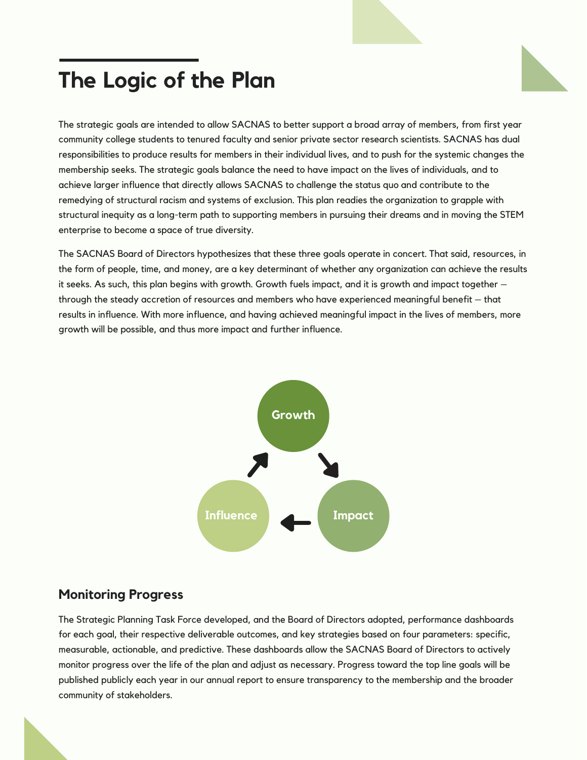# The Logic of the Plan

The strategic goals are intended to allow SACNAS to better support a broad array of members, from first year community college students to tenured faculty and senior private sector research scientists. SACNAS has dual responsibilities to produce results for members in their individual lives, and to push for the systemic changes the membership seeks. The strategic goals balance the need to have impact on the lives of individuals, and to achieve larger influence that directly allows SACNAS to challenge the status quo and contribute to the remedying of structural racism and systems of exclusion. This plan readies the organization to grapple with structural inequity as a long-term path to supporting members in pursuing their dreams and in moving the STEM enterprise to become a space of true diversity.

The SACNAS Board of Directors hypothesizes that these three goals operate in concert. That said, resources, in the form of people, time, and money, are a key determinant of whether any organization can achieve the results it seeks. As such, this plan begins with growth. Growth fuels impact, and it is growth and impact together — through the steady accretion of resources and members who have experienced meaningful benefit — that results in influence. With more influence, and having achieved meaningful impact in the lives of members, more growth will be possible, and thus more impact and further influence.

Growth → Impact → Influence → Growth

## Monitoring Progress

The Strategic Planning Task Force developed, and the Board of Directors adopted, performance dashboards for each goal, their respective deliverable outcomes, and key strategies based on four parameters: specific, measurable, actionable, and predictive. These dashboards allow the SACNAS Board of Directors to actively monitor progress over the life of the plan and adjust as necessary. Progress toward the top line goals will be published publicly each year in our annual report to ensure transparency to the membership and the broader community of stakeholders.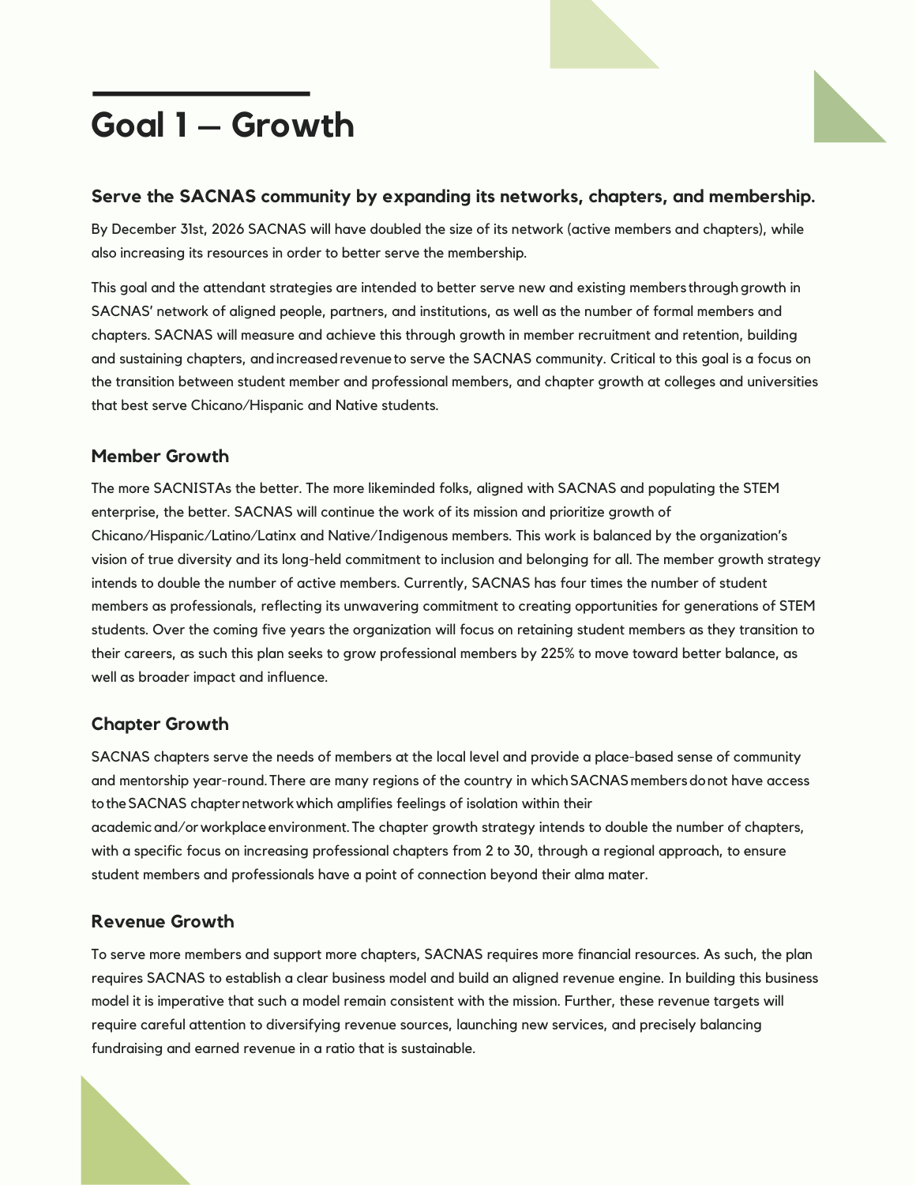# Goal 1 — Growth

### Serve the SACNAS community by expanding its networks, chapters, and membership.

By December 31st, 2026 SACNAS will have doubled the size of its network (active members and chapters), while also increasing its resources in order to better serve the membership.

This goal and the attendant strategies are intended to better serve new and existing members through growth in SACNAS' network of aligned people, partners, and institutions, as well as the number of formal members and chapters. SACNAS will measure and achieve this through growth in member recruitment and retention, building and sustaining chapters, and increased revenue to serve the SACNAS community. Critical to this goal is a focus on the transition between student member and professional members, and chapter growth at colleges and universities that best serve Chicano/Hispanic and Native students.

## Member Growth

The more SACNISTAs the better. The more likeminded folks, aligned with SACNAS and populating the STEM enterprise, the better. SACNAS will continue the work of its mission and prioritize growth of Chicano/Hispanic/Latino/Latinx and Native/Indigenous members. This work is balanced by the organization's vision of true diversity and its long-held commitment to inclusion and belonging for all. The member growth strategy intends to double the number of active members. Currently, SACNAS has four times the number of student members as professionals, reflecting its unwavering commitment to creating opportunities for generations of STEM students. Over the coming five years the organization will focus on retaining student members as they transition to their careers, as such this plan seeks to grow professional members by 225% to move toward better balance, as well as broader impact and influence.

## Chapter Growth

SACNAS chapters serve the needs of members at the local level and provide a place-based sense of community and mentorship year-round. There are many regions of the country in which SACNAS members do not have access to the SACNAS chapter network which amplifies feelings of isolation within their academic and/or workplace environment. The chapter growth strategy intends to double the number of chapters, with a specific focus on increasing professional chapters from 2 to 30, through a regional approach, to ensure student members and professionals have a point of connection beyond their alma mater.

## Revenue Growth

To serve more members and support more chapters, SACNAS requires more financial resources. As such, the plan requires SACNAS to establish a clear business model and build an aligned revenue engine. In building this business model it is imperative that such a model remain consistent with the mission. Further, these revenue targets will require careful attention to diversifying revenue sources, launching new services, and precisely balancing fundraising and earned revenue in a ratio that is sustainable.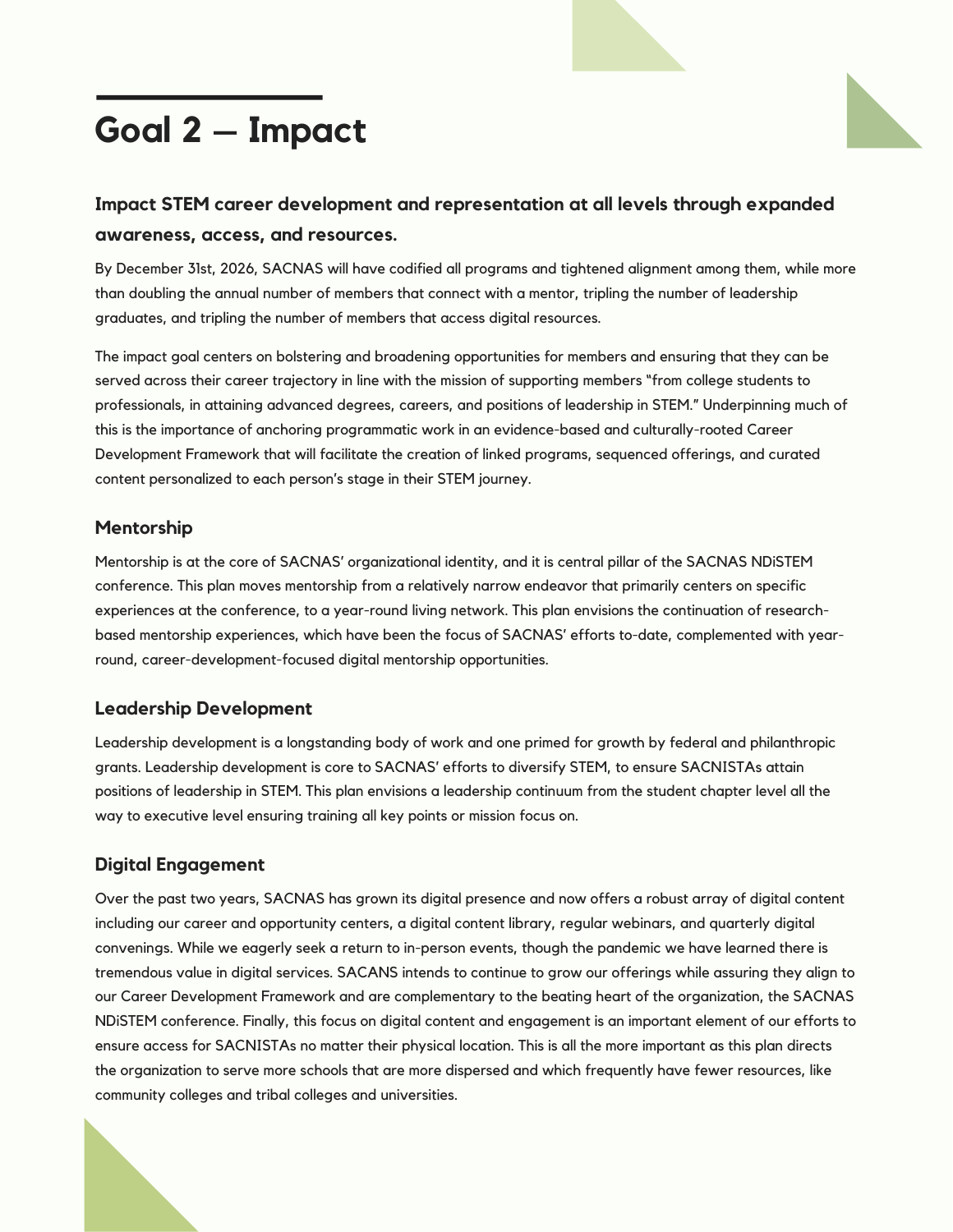# Goal 2 — Impact

### Impact STEM career development and representation at all levels through expanded awareness, access, and resources.

By December 31st, 2026, SACNAS will have codified all programs and tightened alignment among them, while more than doubling the annual number of members that connect with a mentor, tripling the number of leadership graduates, and tripling the number of members that access digital resources.

The impact goal centers on bolstering and broadening opportunities for members and ensuring that they can be served across their career trajectory in line with the mission of supporting members "from college students to professionals, in attaining advanced degrees, careers, and positions of leadership in STEM." Underpinning much of this is the importance of anchoring programmatic work in an evidence-based and culturally-rooted Career Development Framework that will facilitate the creation of linked programs, sequenced offerings, and curated content personalized to each person's stage in their STEM journey.

## Mentorship

Mentorship is at the core of SACNAS' organizational identity, and it is central pillar of the SACNAS NDiSTEM conference. This plan moves mentorship from a relatively narrow endeavor that primarily centers on specific experiences at the conference, to a year-round living network. This plan envisions the continuation of research-based mentorship experiences, which have been the focus of SACNAS' efforts to-date, complemented with year-round, career-development-focused digital mentorship opportunities.

## Leadership Development

Leadership development is a longstanding body of work and one primed for growth by federal and philanthropic grants. Leadership development is core to SACNAS' efforts to diversify STEM, to ensure SACNISTAs attain positions of leadership in STEM. This plan envisions a leadership continuum from the student chapter level all the way to executive level ensuring training all key points or mission focus on.

## Digital Engagement

Over the past two years, SACNAS has grown its digital presence and now offers a robust array of digital content including our career and opportunity centers, a digital content library, regular webinars, and quarterly digital convenings. While we eagerly seek a return to in-person events, though the pandemic we have learned there is tremendous value in digital services. SACANS intends to continue to grow our offerings while assuring they align to our Career Development Framework and are complementary to the beating heart of the organization, the SACNAS NDiSTEM conference. Finally, this focus on digital content and engagement is an important element of our efforts to ensure access for SACNISTAs no matter their physical location. This is all the more important as this plan directs the organization to serve more schools that are more dispersed and which frequently have fewer resources, like community colleges and tribal colleges and universities.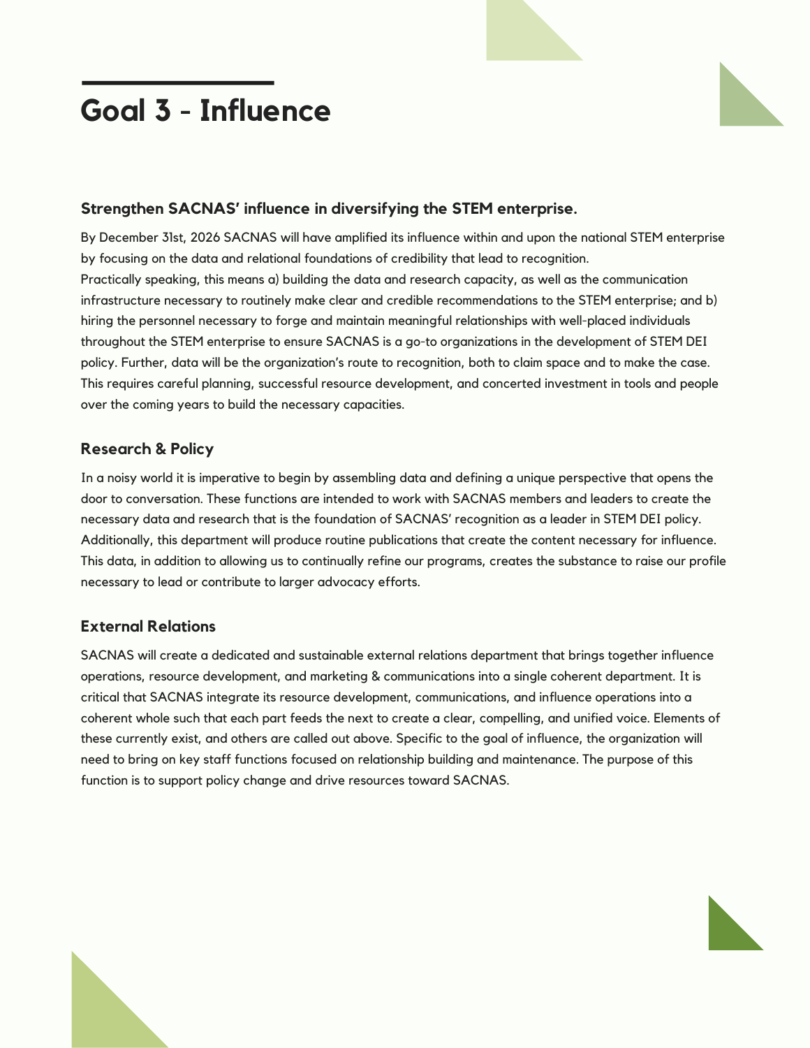# Goal 3 - Influence

### Strengthen SACNAS' influence in diversifying the STEM enterprise.

By December 31st, 2026 SACNAS will have amplified its influence within and upon the national STEM enterprise by focusing on the data and relational foundations of credibility that lead to recognition.
Practically speaking, this means a) building the data and research capacity, as well as the communication infrastructure necessary to routinely make clear and credible recommendations to the STEM enterprise; and b) hiring the personnel necessary to forge and maintain meaningful relationships with well-placed individuals throughout the STEM enterprise to ensure SACNAS is a go-to organizations in the development of STEM DEI policy. Further, data will be the organization's route to recognition, both to claim space and to make the case. This requires careful planning, successful resource development, and concerted investment in tools and people over the coming years to build the necessary capacities.

### Research & Policy

In a noisy world it is imperative to begin by assembling data and defining a unique perspective that opens the door to conversation. These functions are intended to work with SACNAS members and leaders to create the necessary data and research that is the foundation of SACNAS' recognition as a leader in STEM DEI policy. Additionally, this department will produce routine publications that create the content necessary for influence. This data, in addition to allowing us to continually refine our programs, creates the substance to raise our profile necessary to lead or contribute to larger advocacy efforts.

### External Relations

SACNAS will create a dedicated and sustainable external relations department that brings together influence operations, resource development, and marketing & communications into a single coherent department. It is critical that SACNAS integrate its resource development, communications, and influence operations into a coherent whole such that each part feeds the next to create a clear, compelling, and unified voice. Elements of these currently exist, and others are called out above. Specific to the goal of influence, the organization will need to bring on key staff functions focused on relationship building and maintenance. The purpose of this function is to support policy change and drive resources toward SACNAS.